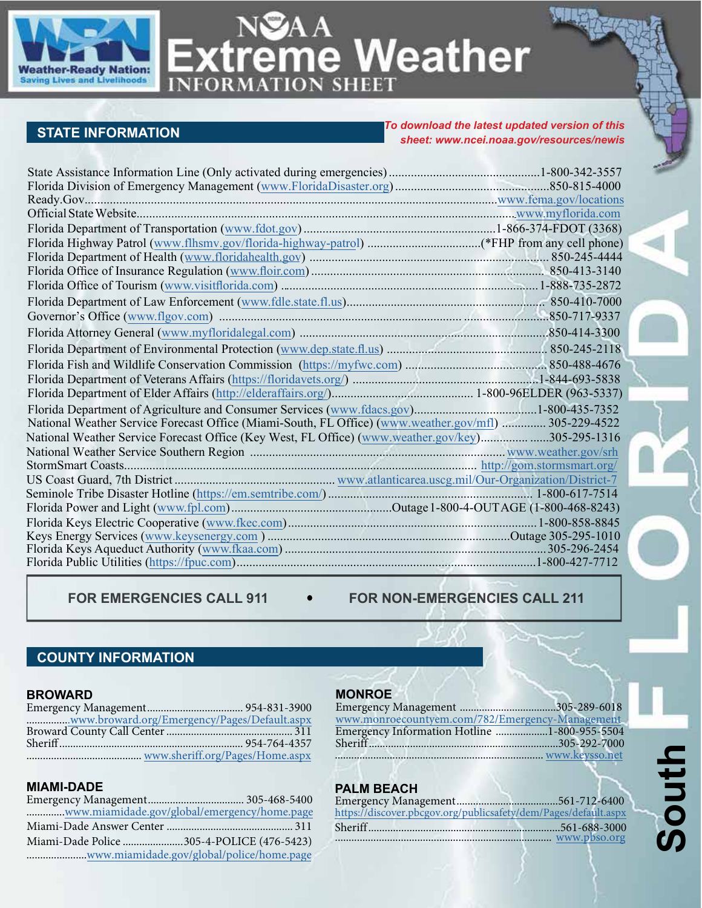# NOAA Extreme Weather Information Sheet

Weather-Ready Nation: Saving Lives and Livelihoods

**South FLORIDA**

## STATE INFORMATION

*To download the latest updated version of this sheet: www.ncei.noaa.gov/resources/newis*

| Resource | Contact |
|---|---|
| State Assistance Information Line (Only activated during emergencies) | 1-800-342-3557 |
| Florida Division of Emergency Management (www.FloridaDisaster.org) | 850-815-4000 |
| Ready.Gov | www.fema.gov/locations |
| Official State Website | www.myflorida.com |
| Florida Department of Transportation (www.fdot.gov) | 1-866-374-FDOT (3368) |
| Florida Highway Patrol (www.flhsmv.gov/florida-highway-patrol) | (*FHP from any cell phone) |
| Florida Department of Health (www.floridahealth.gov) | 850-245-4444 |
| Florida Office of Insurance Regulation (www.floir.com) | 850-413-3140 |
| Florida Office of Tourism (www.visitflorida.com) | 1-888-735-2872 |
| Florida Department of Law Enforcement (www.fdle.state.fl.us) | 850-410-7000 |
| Governor's Office (www.flgov.com) | 850-717-9337 |
| Florida Attorney General (www.myfloridalegal.com) | 850-414-3300 |
| Florida Department of Environmental Protection (www.dep.state.fl.us) | 850-245-2118 |
| Florida Fish and Wildlife Conservation Commission (https://myfwc.com) | 850-488-4676 |
| Florida Department of Veterans Affairs (https://floridavets.org/) | 1-844-693-5838 |
| Florida Department of Elder Affairs (http://elderaffairs.org/) | 1-800-96ELDER (963-5337) |
| Florida Department of Agriculture and Consumer Services (www.fdacs.gov) | 1-800-435-7352 |
| National Weather Service Forecast Office (Miami-South, FL Office) (www.weather.gov/mfl) | 305-229-4522 |
| National Weather Service Forecast Office (Key West, FL Office) (www.weather.gov/key) | 305-295-1316 |
| National Weather Service Southern Region | www.weather.gov/srh |
| StormSmart Coasts | http://gom.stormsmart.org/ |
| US Coast Guard, 7th District | www.atlanticarea.uscg.mil/Our-Organization/District-7 |
| Seminole Tribe Disaster Hotline (https://em.semtribe.com/) | 1-800-617-7514 |
| Florida Power and Light (www.fpl.com) | Outage 1-800-4-OUTAGE (1-800-468-8243) |
| Florida Keys Electric Cooperative (www.fkec.com) | 1-800-858-8845 |
| Keys Energy Services (www.keysenergy.com ) | Outage 305-295-1010 |
| Florida Keys Aqueduct Authority (www.fkaa.com) | 305-296-2454 |
| Florida Public Utilities (https://fpuc.com) | 1-800-427-7712 |

**FOR EMERGENCIES CALL 911 • FOR NON-EMERGENCIES CALL 211**

## COUNTY INFORMATION

### BROWARD

| Resource | Contact |
|---|---|
| Emergency Management | 954-831-3900 |
| | www.broward.org/Emergency/Pages/Default.aspx |
| Broward County Call Center | 311 |
| Sheriff | 954-764-4357 |
| | www.sheriff.org/Pages/Home.aspx |

### MIAMI-DADE

| Resource | Contact |
|---|---|
| Emergency Management | 305-468-5400 |
| | www.miamidade.gov/global/emergency/home.page |
| Miami-Dade Answer Center | 311 |
| Miami-Dade Police | 305-4-POLICE (476-5423) |
| | www.miamidade.gov/global/police/home.page |

### MONROE

| Resource | Contact |
|---|---|
| Emergency Management | 305-289-6018 |
| | www.monroecountyem.com/782/Emergency-Management |
| Emergency Information Hotline | 1-800-955-5504 |
| Sheriff | 305-292-7000 |
| | www.keysso.net |

### PALM BEACH

| Resource | Contact |
|---|---|
| Emergency Management | 561-712-6400 |
| | https://discover.pbcgov.org/publicsafety/dem/Pages/default.aspx |
| Sheriff | 561-688-3000 |
| | www.pbso.org |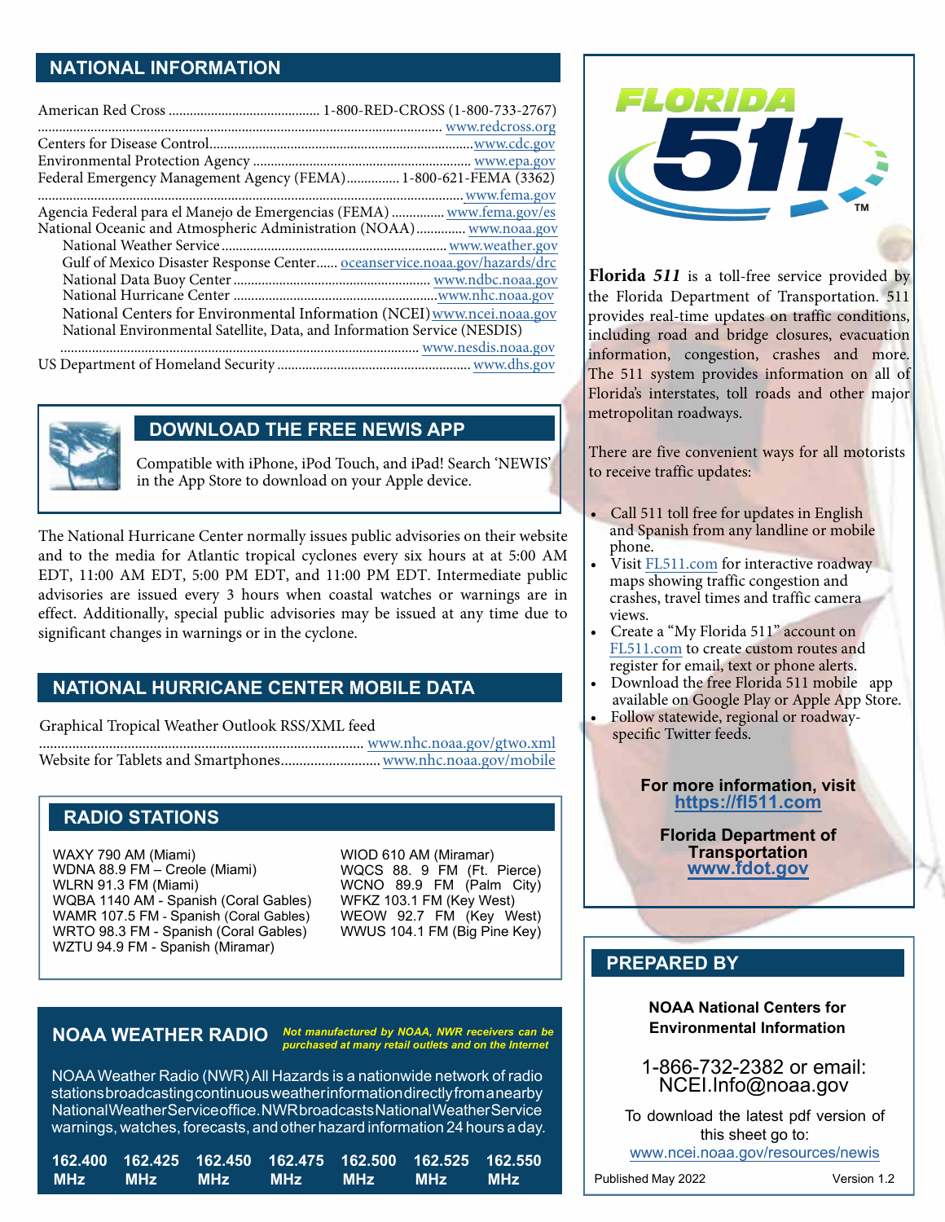## NATIONAL INFORMATION

American Red Cross ........................................ 1-800-RED-CROSS (1-800-733-2767) ............................................................ www.redcross.org
Centers for Disease Control........................................................ www.cdc.gov
Environmental Protection Agency ............................................... www.epa.gov
Federal Emergency Management Agency (FEMA).............. 1-800-621-FEMA (3362) ............................................................ www.fema.gov
Agencia Federal para el Manejo de Emergencias (FEMA) .............. www.fema.gov/es
National Oceanic and Atmospheric Administration (NOAA)............. www.noaa.gov
- National Weather Service ................................................ www.weather.gov
- Gulf of Mexico Disaster Response Center...... oceanservice.noaa.gov/hazards/drc
- National Data Buoy Center ........................................... www.ndbc.noaa.gov
- National Hurricane Center ............................................ www.nhc.noaa.gov
- National Centers for Environmental Information (NCEI) www.ncei.noaa.gov
- National Environmental Satellite, Data, and Information Service (NESDIS) ............................................................ www.nesdis.noaa.gov

US Department of Homeland Security ........................................ www.dhs.gov

## DOWNLOAD THE FREE NEWIS APP

Compatible with iPhone, iPod Touch, and iPad! Search 'NEWIS' in the App Store to download on your Apple device.

The National Hurricane Center normally issues public advisories on their website and to the media for Atlantic tropical cyclones every six hours at at 5:00 AM EDT, 11:00 AM EDT, 5:00 PM EDT, and 11:00 PM EDT. Intermediate public advisories are issued every 3 hours when coastal watches or warnings are in effect. Additionally, special public advisories may be issued at any time due to significant changes in warnings or in the cyclone.

## NATIONAL HURRICANE CENTER MOBILE DATA

Graphical Tropical Weather Outlook RSS/XML feed ............................................................ www.nhc.noaa.gov/gtwo.xml
Website for Tablets and Smartphones........................... www.nhc.noaa.gov/mobile

## RADIO STATIONS

WAXY 790 AM (Miami)
WDNA 88.9 FM – Creole (Miami)
WLRN 91.3 FM (Miami)
WQBA 1140 AM - Spanish (Coral Gables)
WAMR 107.5 FM - Spanish (Coral Gables)
WRTO 98.3 FM - Spanish (Coral Gables)
WZTU 94.9 FM - Spanish (Miramar)
WIOD 610 AM (Miramar)
WQCS 88.9 FM (Ft. Pierce)
WCNO 89.9 FM (Palm City)
WFKZ 103.1 FM (Key West)
WEOW 92.7 FM (Key West)
WWUS 104.1 FM (Big Pine Key)

## NOAA WEATHER RADIO

***Not manufactured by NOAA, NWR receivers can be purchased at many retail outlets and on the Internet***

NOAA Weather Radio (NWR) All Hazards is a nationwide network of radio stations broadcasting continuous weather information directly from a nearby National Weather Service office. NWR broadcasts National Weather Service warnings, watches, forecasts, and other hazard information 24 hours a day.

**162.400 MHz | 162.425 MHz | 162.450 MHz | 162.475 MHz | 162.500 MHz | 162.525 MHz | 162.550 MHz**

**FLORIDA 511**™

**Florida *511*** is a toll-free service provided by the Florida Department of Transportation. 511 provides real-time updates on traffic conditions, including road and bridge closures, evacuation information, congestion, crashes and more. The 511 system provides information on all of Florida's interstates, toll roads and other major metropolitan roadways.

There are five convenient ways for all motorists to receive traffic updates:

- Call 511 toll free for updates in English and Spanish from any landline or mobile phone.
- Visit FL511.com for interactive roadway maps showing traffic congestion and crashes, travel times and traffic camera views.
- Create a "My Florida 511" account on FL511.com to create custom routes and register for email, text or phone alerts.
- Download the free Florida 511 mobile app available on Google Play or Apple App Store.
- Follow statewide, regional or roadway-specific Twitter feeds.

**For more information, visit https://fl511.com**

**Florida Department of Transportation**
**www.fdot.gov**

## PREPARED BY

**NOAA National Centers for Environmental Information**

1-866-732-2382 or email: NCEI.Info@noaa.gov

To download the latest pdf version of this sheet go to: www.ncei.noaa.gov/resources/newis

Published May 2022 Version 1.2